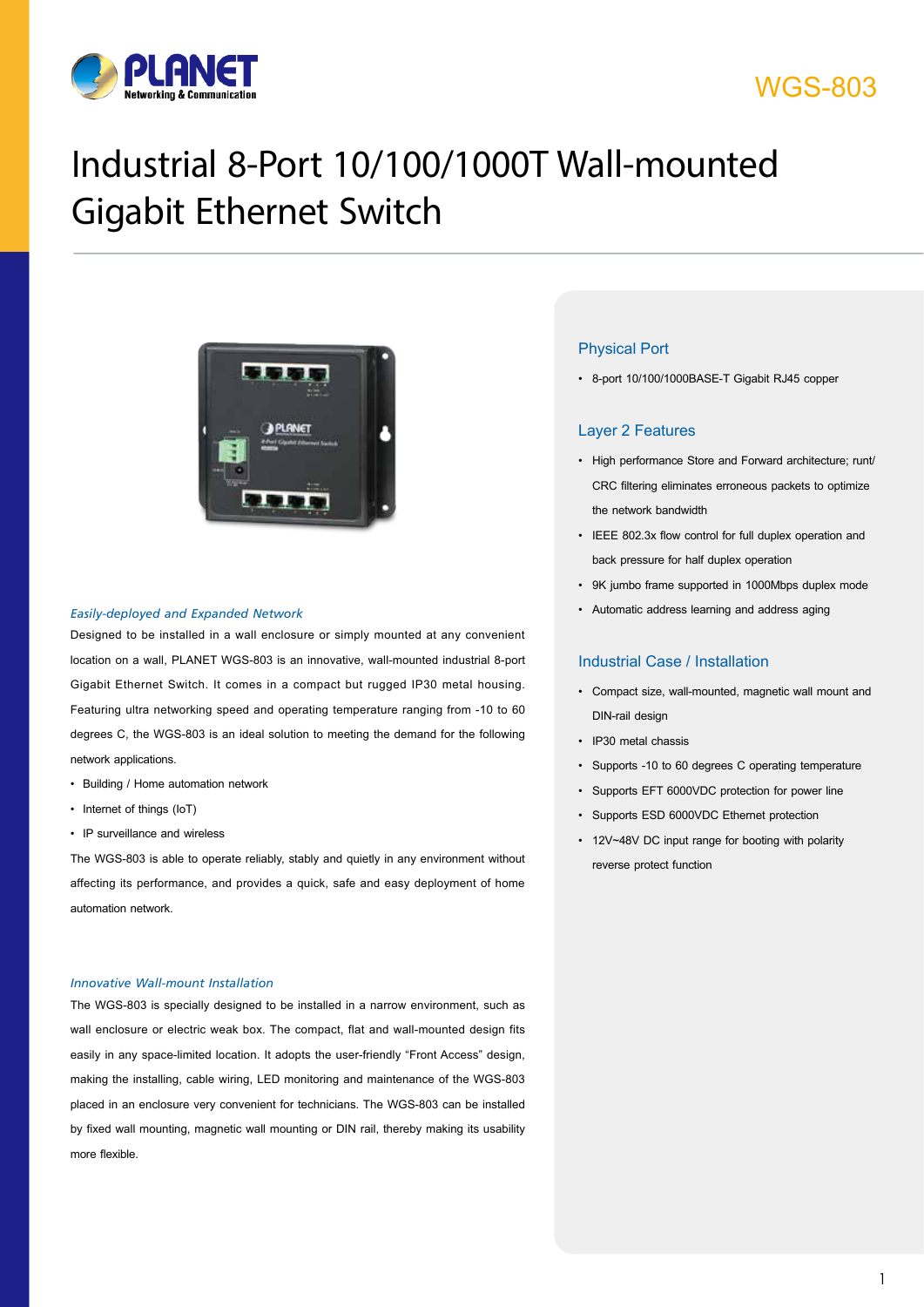WGS-803

# Industrial 8-Port 10/100/1000T Wall-mounted Gigabit Ethernet Switch

### *Easily-deployed and Expanded Network*

Designed to be installed in a wall enclosure or simply mounted at any convenient location on a wall, PLANET WGS-803 is an innovative, wall-mounted industrial 8-port Gigabit Ethernet Switch. It comes in a compact but rugged IP30 metal housing. Featuring ultra networking speed and operating temperature ranging from -10 to 60 degrees C, the WGS-803 is an ideal solution to meeting the demand for the following network applications.

- Building / Home automation network
- Internet of things (IoT)
- IP surveillance and wireless

The WGS-803 is able to operate reliably, stably and quietly in any environment without affecting its performance, and provides a quick, safe and easy deployment of home automation network.

### *Innovative Wall-mount Installation*

The WGS-803 is specially designed to be installed in a narrow environment, such as wall enclosure or electric weak box. The compact, flat and wall-mounted design fits easily in any space-limited location. It adopts the user-friendly "Front Access" design, making the installing, cable wiring, LED monitoring and maintenance of the WGS-803 placed in an enclosure very convenient for technicians. The WGS-803 can be installed by fixed wall mounting, magnetic wall mounting or DIN rail, thereby making its usability more flexible.

## Physical Port

- 8-port 10/100/1000BASE-T Gigabit RJ45 copper

## Layer 2 Features

- High performance Store and Forward architecture; runt/ CRC filtering eliminates erroneous packets to optimize the network bandwidth
- IEEE 802.3x flow control for full duplex operation and back pressure for half duplex operation
- 9K jumbo frame supported in 1000Mbps duplex mode
- Automatic address learning and address aging

## Industrial Case / Installation

- Compact size, wall-mounted, magnetic wall mount and DIN-rail design
- IP30 metal chassis
- Supports -10 to 60 degrees C operating temperature
- Supports EFT 6000VDC protection for power line
- Supports ESD 6000VDC Ethernet protection
- 12V~48V DC input range for booting with polarity reverse protect function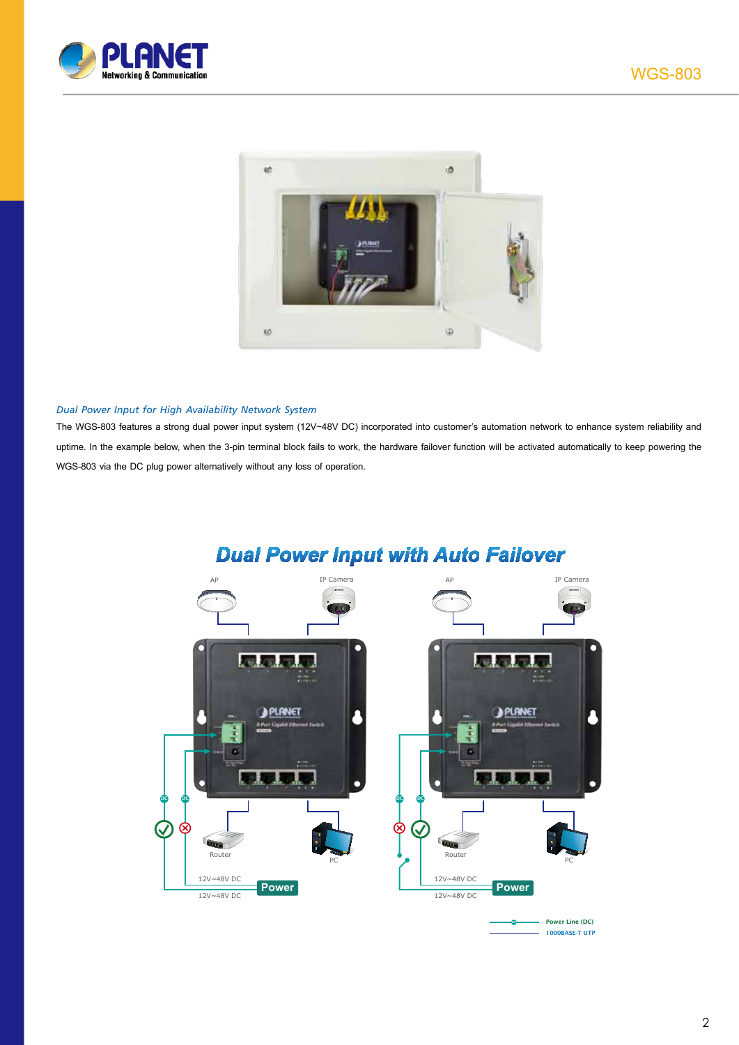*Dual Power Input for High Availability Network System*

The WGS-803 features a strong dual power input system (12V~48V DC) incorporated into customer's automation network to enhance system reliability and uptime. In the example below, when the 3-pin terminal block fails to work, the hardware failover function will be activated automatically to keep powering the WGS-803 via the DC plug power alternatively without any loss of operation.

## Dual Power Input with Auto Failover

AP

IP Camera

Router

PC

12V~48V DC

Power

12V~48V DC

Power Line (DC)

1000BASE-T UTP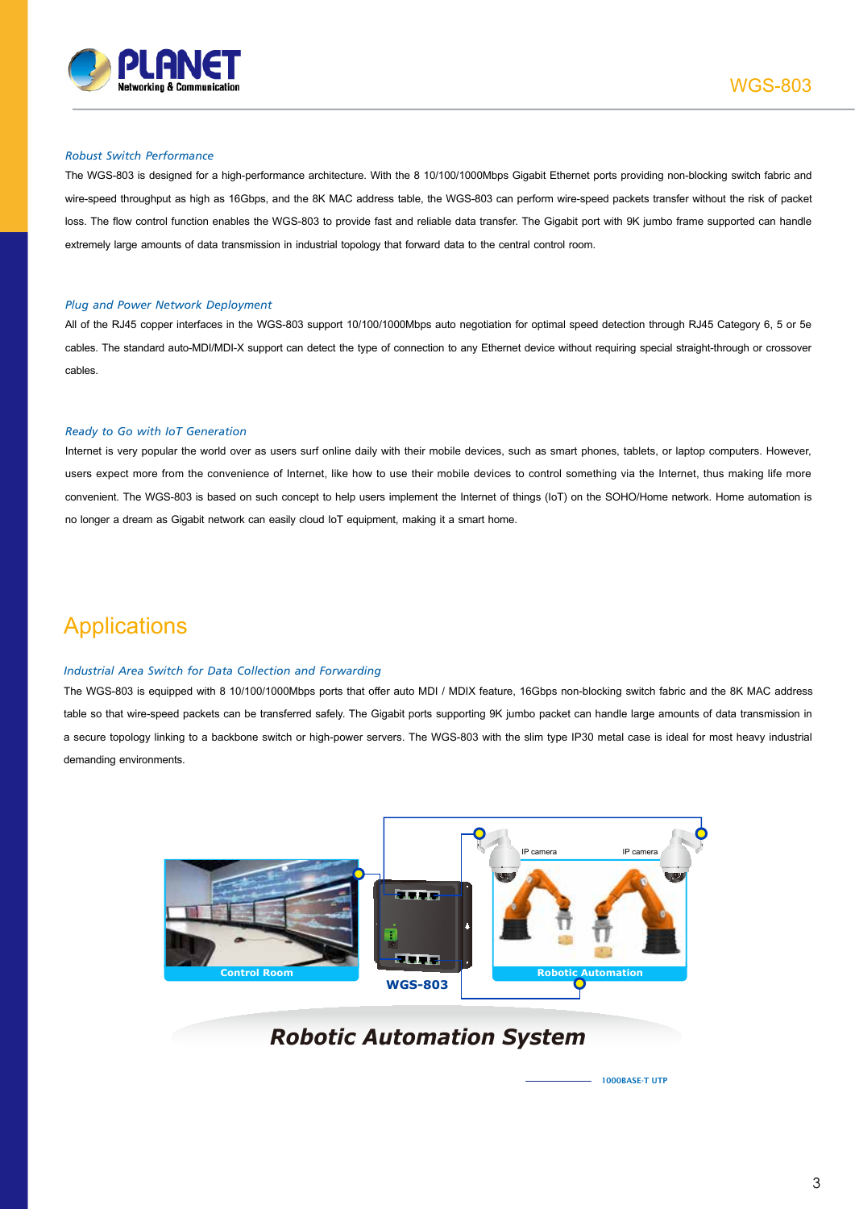### Robust Switch Performance

The WGS-803 is designed for a high-performance architecture. With the 8 10/100/1000Mbps Gigabit Ethernet ports providing non-blocking switch fabric and wire-speed throughput as high as 16Gbps, and the 8K MAC address table, the WGS-803 can perform wire-speed packets transfer without the risk of packet loss. The flow control function enables the WGS-803 to provide fast and reliable data transfer. The Gigabit port with 9K jumbo frame supported can handle extremely large amounts of data transmission in industrial topology that forward data to the central control room.

### Plug and Power Network Deployment

All of the RJ45 copper interfaces in the WGS-803 support 10/100/1000Mbps auto negotiation for optimal speed detection through RJ45 Category 6, 5 or 5e cables. The standard auto-MDI/MDI-X support can detect the type of connection to any Ethernet device without requiring special straight-through or crossover cables.

### Ready to Go with IoT Generation

Internet is very popular the world over as users surf online daily with their mobile devices, such as smart phones, tablets, or laptop computers. However, users expect more from the convenience of Internet, like how to use their mobile devices to control something via the Internet, thus making life more convenient. The WGS-803 is based on such concept to help users implement the Internet of things (IoT) on the SOHO/Home network. Home automation is no longer a dream as Gigabit network can easily cloud IoT equipment, making it a smart home.

## Applications

### Industrial Area Switch for Data Collection and Forwarding

The WGS-803 is equipped with 8 10/100/1000Mbps ports that offer auto MDI / MDIX feature, 16Gbps non-blocking switch fabric and the 8K MAC address table so that wire-speed packets can be transferred safely. The Gigabit ports supporting 9K jumbo packet can handle large amounts of data transmission in a secure topology linking to a backbone switch or high-power servers. The WGS-803 with the slim type IP30 metal case is ideal for most heavy industrial demanding environments.

Control Room | WGS-803 | IP camera | IP camera | Robotic Automation

**Robotic Automation System**

1000BASE-T UTP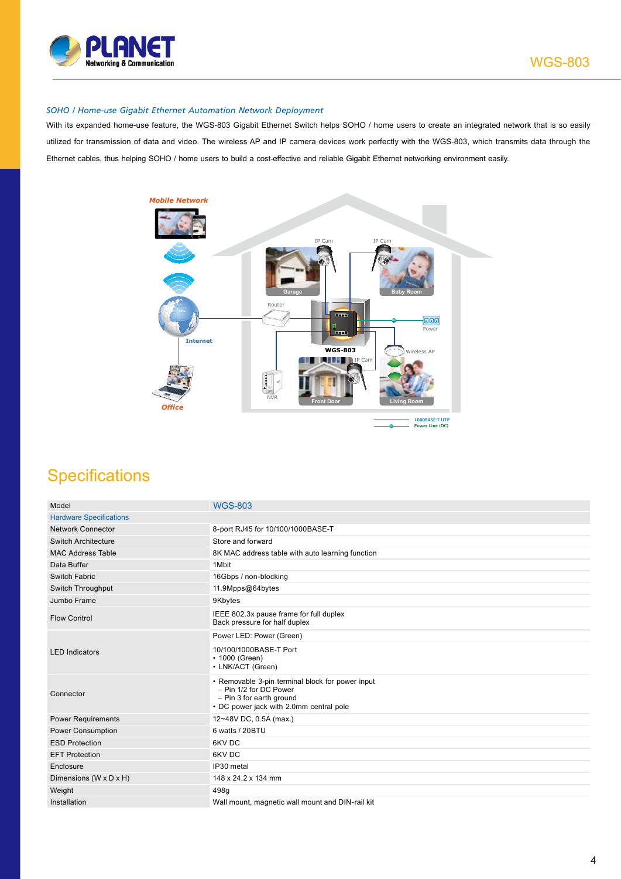*SOHO / Home-use Gigabit Ethernet Automation Network Deployment*

With its expanded home-use feature, the WGS-803 Gigabit Ethernet Switch helps SOHO / home users to create an integrated network that is so easily utilized for transmission of data and video. The wireless AP and IP camera devices work perfectly with the WGS-803, which transmits data through the Ethernet cables, thus helping SOHO / home users to build a cost-effective and reliable Gigabit Ethernet networking environment easily.

## Specifications

| Model | WGS-803 |
|---|---|
| **Hardware Specifications** | |
| Network Connector | 8-port RJ45 for 10/100/1000BASE-T |
| Switch Architecture | Store and forward |
| MAC Address Table | 8K MAC address table with auto learning function |
| Data Buffer | 1Mbit |
| Switch Fabric | 16Gbps / non-blocking |
| Switch Throughput | 11.9Mpps@64bytes |
| Jumbo Frame | 9Kbytes |
| Flow Control | IEEE 802.3x pause frame for full duplex<br>Back pressure for half duplex |
| LED Indicators | Power LED: Power (Green) |
| | 10/100/1000BASE-T Port<br>• 1000 (Green)<br>• LNK/ACT (Green) |
| Connector | • Removable 3-pin terminal block for power input<br>– Pin 1/2 for DC Power<br>– Pin 3 for earth ground<br>• DC power jack with 2.0mm central pole |
| Power Requirements | 12~48V DC, 0.5A (max.) |
| Power Consumption | 6 watts / 20BTU |
| ESD Protection | 6KV DC |
| EFT Protection | 6KV DC |
| Enclosure | IP30 metal |
| Dimensions (W x D x H) | 148 x 24.2 x 134 mm |
| Weight | 498g |
| Installation | Wall mount, magnetic wall mount and DIN-rail kit |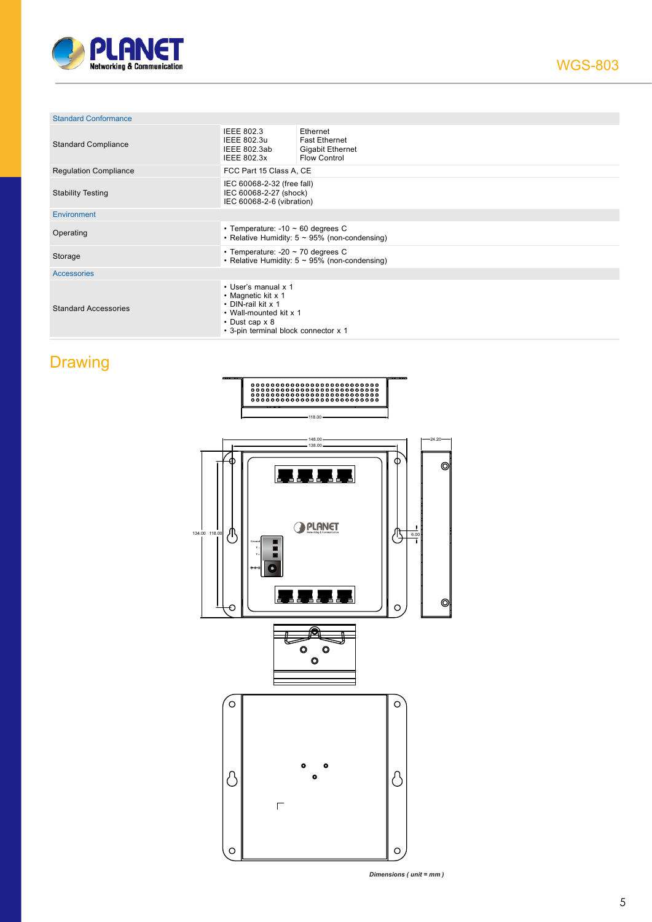| Standard Conformance | | |
|---|---|---|
| Standard Compliance | IEEE 802.3<br>IEEE 802.3u<br>IEEE 802.3ab<br>IEEE 802.3x | Ethernet<br>Fast Ethernet<br>Gigabit Ethernet<br>Flow Control |
| Regulation Compliance | FCC Part 15 Class A, CE | |
| Stability Testing | IEC 60068-2-32 (free fall)<br>IEC 60068-2-27 (shock)<br>IEC 60068-2-6 (vibration) | |
| **Environment** | | |
| Operating | • Temperature: -10 ~ 60 degrees C<br>• Relative Humidity: 5 ~ 95% (non-condensing) | |
| Storage | • Temperature: -20 ~ 70 degrees C<br>• Relative Humidity: 5 ~ 95% (non-condensing) | |
| **Accessories** | | |
| Standard Accessories | • User's manual x 1<br>• Magnetic kit x 1<br>• DIN-rail kit x 1<br>• Wall-mounted kit x 1<br>• Dust cap x 8<br>• 3-pin terminal block connector x 1 | |

## Drawing

118.00

148.00

138.00

24.20

134.00 118.00

6.00

*Dimensions ( unit = mm )*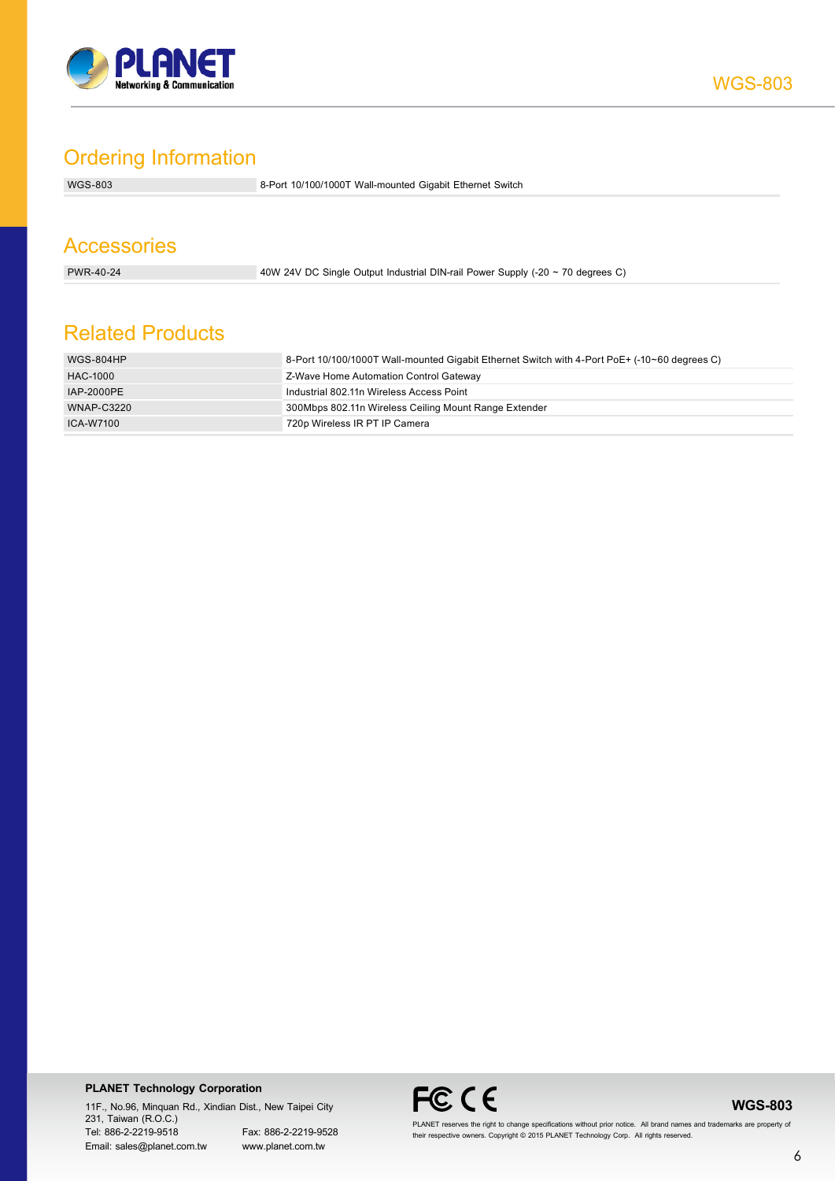## Ordering Information

| | |
|---|---|
| WGS-803 | 8-Port 10/100/1000T Wall-mounted Gigabit Ethernet Switch |

## Accessories

| | |
|---|---|
| PWR-40-24 | 40W 24V DC Single Output Industrial DIN-rail Power Supply (-20 ~ 70 degrees C) |

## Related Products

| | |
|---|---|
| WGS-804HP | 8-Port 10/100/1000T Wall-mounted Gigabit Ethernet Switch with 4-Port PoE+ (-10~60 degrees C) |
| HAC-1000 | Z-Wave Home Automation Control Gateway |
| IAP-2000PE | Industrial 802.11n Wireless Access Point |
| WNAP-C3220 | 300Mbps 802.11n Wireless Ceiling Mount Range Extender |
| ICA-W7100 | 720p Wireless IR PT IP Camera |

**PLANET Technology Corporation**

11F., No.96, Minquan Rd., Xindian Dist., New Taipei City 231, Taiwan (R.O.C.)

Tel: 886-2-2219-9518 Fax: 886-2-2219-9528

Email: sales@planet.com.tw www.planet.com.tw

**WGS-803**

PLANET reserves the right to change specifications without prior notice. All brand names and trademarks are property of their respective owners. Copyright © 2015 PLANET Technology Corp. All rights reserved.